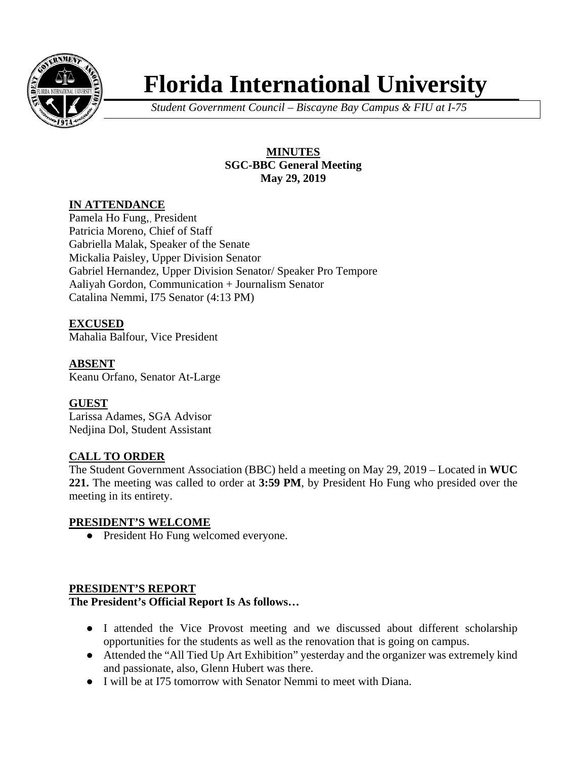# Florida International University

*Student Government Council – Biscayne Bay Campus & FIU at I-75*

**MINUTES**
**SGC-BBC General Meeting**
**May 29, 2019**

## IN ATTENDANCE

Pamela Ho Fung,, President
Patricia Moreno, Chief of Staff
Gabriella Malak, Speaker of the Senate
Mickalia Paisley, Upper Division Senator
Gabriel Hernandez, Upper Division Senator/ Speaker Pro Tempore
Aaliyah Gordon, Communication + Journalism Senator
Catalina Nemmi, I75 Senator (4:13 PM)

## EXCUSED

Mahalia Balfour, Vice President

## ABSENT

Keanu Orfano, Senator At-Large

## GUEST

Larissa Adames, SGA Advisor
Nedjina Dol, Student Assistant

## CALL TO ORDER

The Student Government Association (BBC) held a meeting on May 29, 2019 – Located in **WUC 221.** The meeting was called to order at **3:59 PM**, by President Ho Fung who presided over the meeting in its entirety.

## PRESIDENT'S WELCOME

- President Ho Fung welcomed everyone.

## PRESIDENT'S REPORT

**The President's Official Report Is As follows…**

- I attended the Vice Provost meeting and we discussed about different scholarship opportunities for the students as well as the renovation that is going on campus.
- Attended the "All Tied Up Art Exhibition" yesterday and the organizer was extremely kind and passionate, also, Glenn Hubert was there.
- I will be at I75 tomorrow with Senator Nemmi to meet with Diana.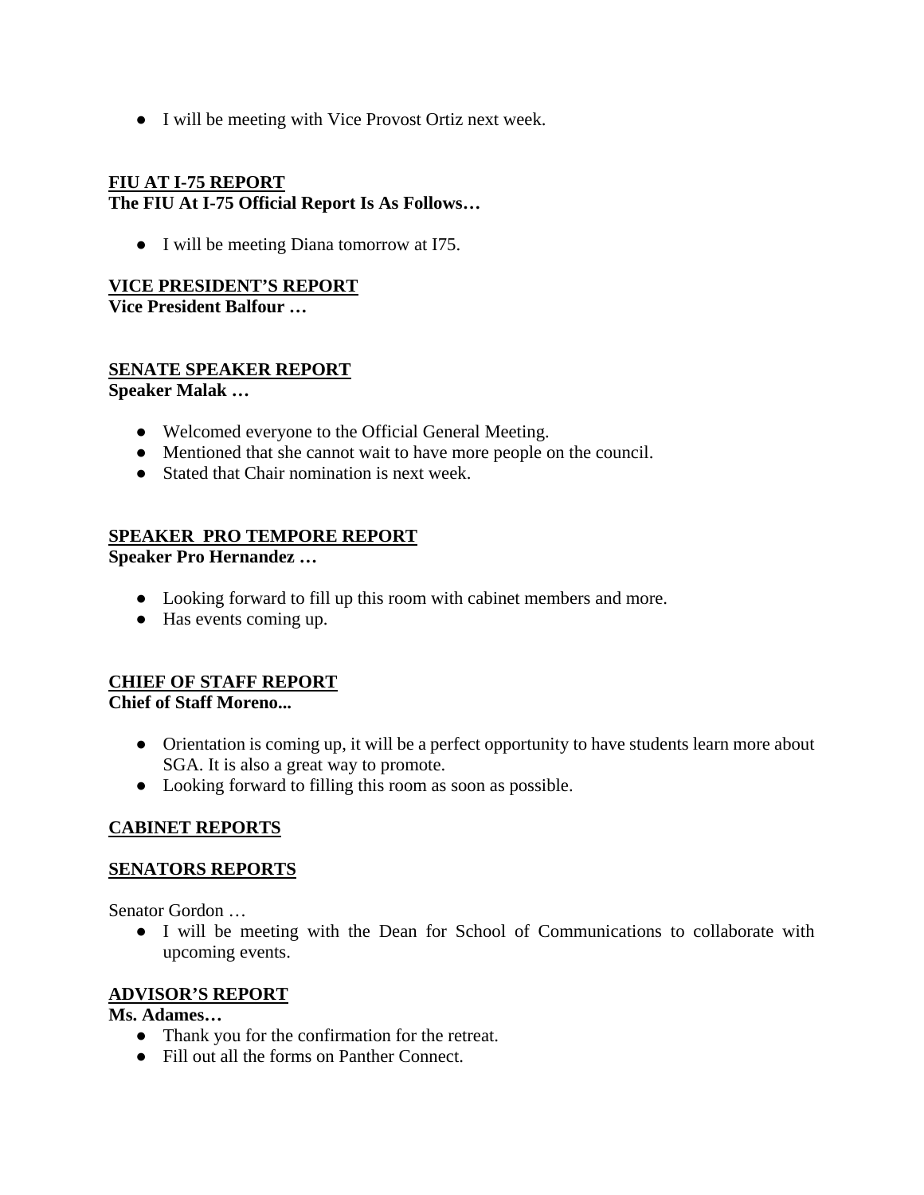- I will be meeting with Vice Provost Ortiz next week.

## FIU AT I-75 REPORT

**The FIU At I-75 Official Report Is As Follows…**

- I will be meeting Diana tomorrow at I75.

## VICE PRESIDENT'S REPORT

**Vice President Balfour …**

## SENATE SPEAKER REPORT

**Speaker Malak …**

- Welcomed everyone to the Official General Meeting.
- Mentioned that she cannot wait to have more people on the council.
- Stated that Chair nomination is next week.

## SPEAKER PRO TEMPORE REPORT

**Speaker Pro Hernandez …**

- Looking forward to fill up this room with cabinet members and more.
- Has events coming up.

## CHIEF OF STAFF REPORT

**Chief of Staff Moreno...**

- Orientation is coming up, it will be a perfect opportunity to have students learn more about SGA. It is also a great way to promote.
- Looking forward to filling this room as soon as possible.

## CABINET REPORTS

## SENATORS REPORTS

Senator Gordon …

- I will be meeting with the Dean for School of Communications to collaborate with upcoming events.

## ADVISOR'S REPORT

**Ms. Adames…**

- Thank you for the confirmation for the retreat.
- Fill out all the forms on Panther Connect.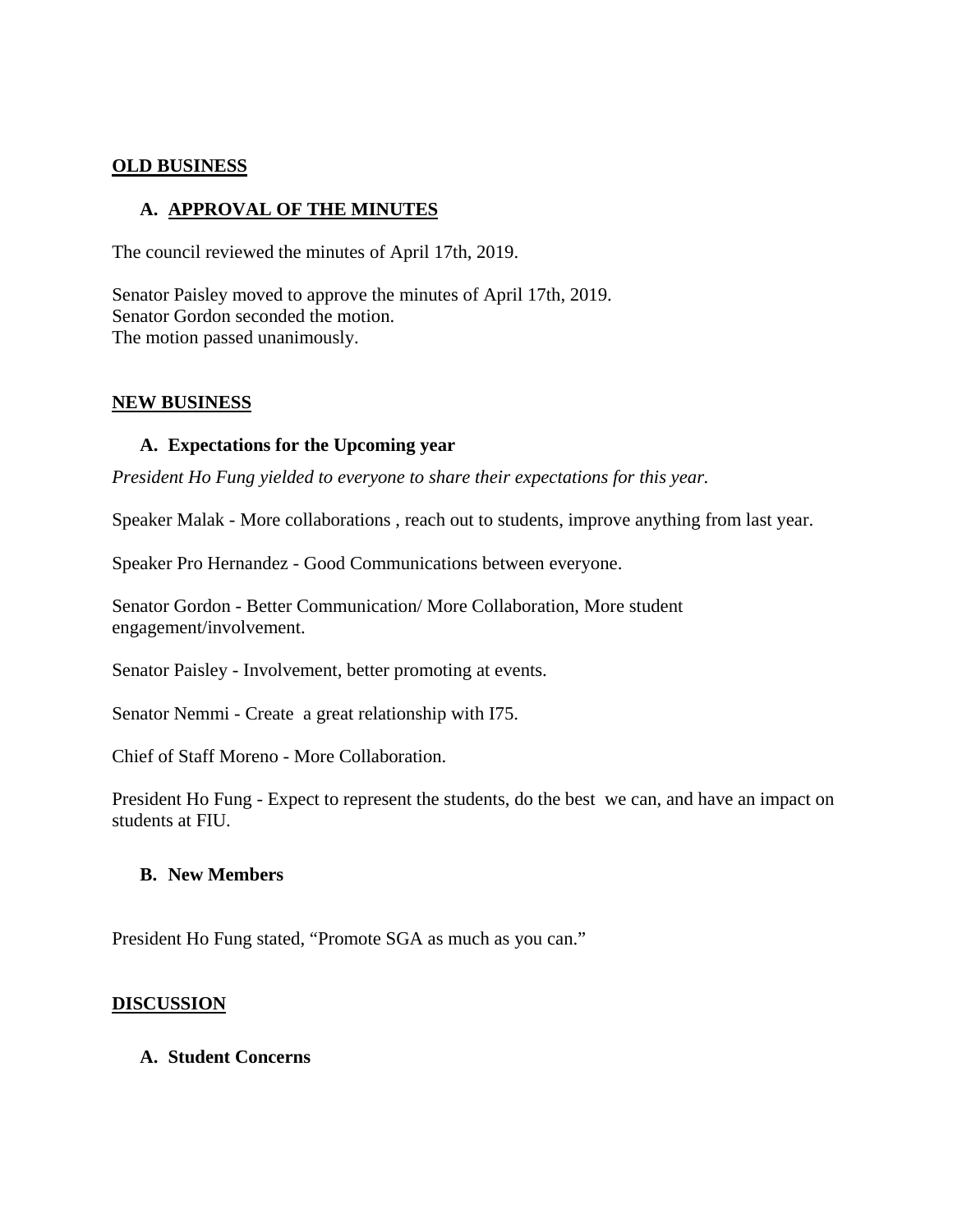## OLD BUSINESS

### A. APPROVAL OF THE MINUTES

The council reviewed the minutes of April 17th, 2019.

Senator Paisley moved to approve the minutes of April 17th, 2019.
Senator Gordon seconded the motion.
The motion passed unanimously.

## NEW BUSINESS

### A. Expectations for the Upcoming year

*President Ho Fung yielded to everyone to share their expectations for this year.*

Speaker Malak - More collaborations , reach out to students, improve anything from last year.

Speaker Pro Hernandez - Good Communications between everyone.

Senator Gordon - Better Communication/ More Collaboration, More student engagement/involvement.

Senator Paisley - Involvement, better promoting at events.

Senator Nemmi - Create a great relationship with I75.

Chief of Staff Moreno - More Collaboration.

President Ho Fung - Expect to represent the students, do the best we can, and have an impact on students at FIU.

### B. New Members

President Ho Fung stated, "Promote SGA as much as you can."

## DISCUSSION

### A. Student Concerns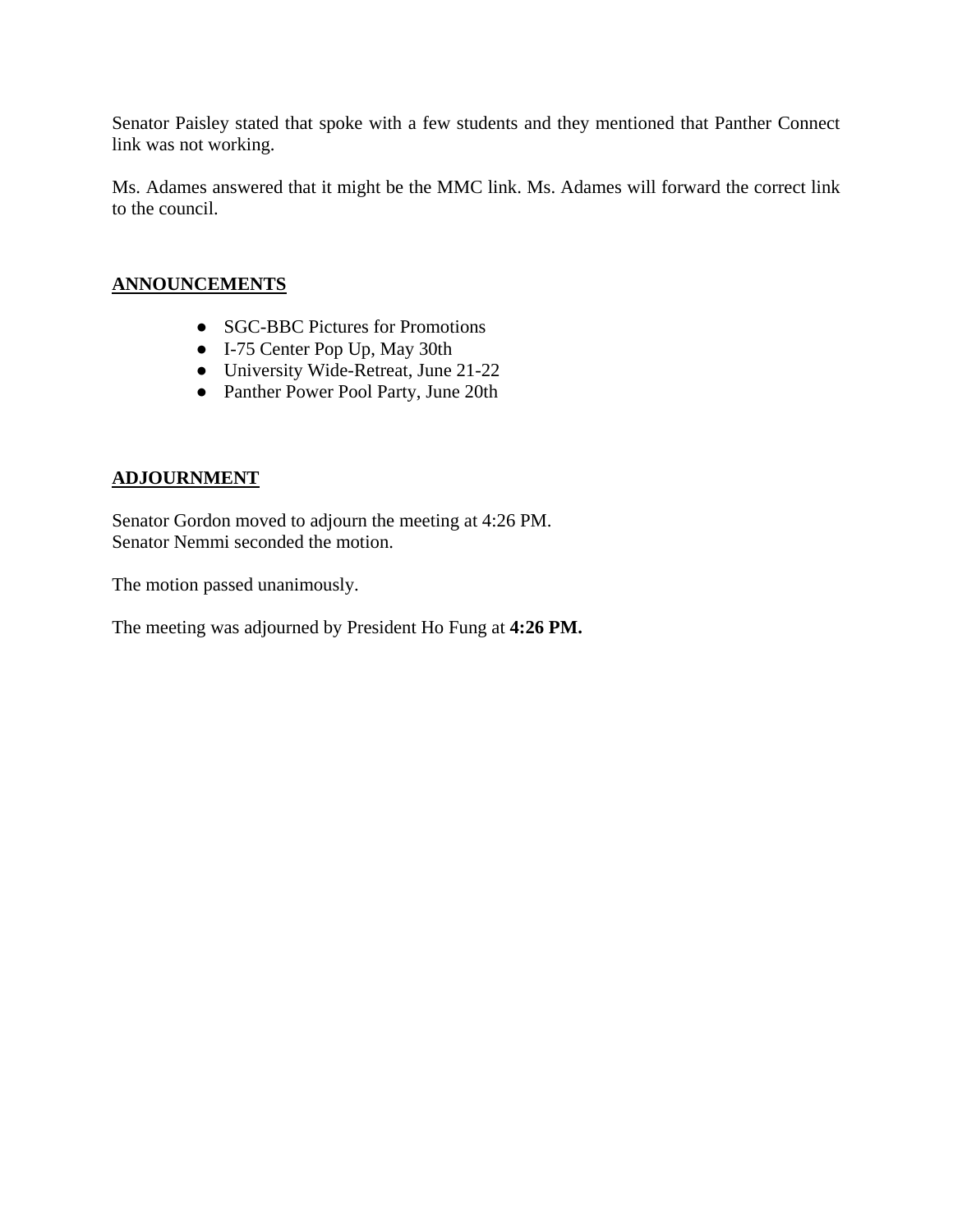Senator Paisley stated that spoke with a few students and they mentioned that Panther Connect link was not working.

Ms. Adames answered that it might be the MMC link. Ms. Adames will forward the correct link to the council.

## ANNOUNCEMENTS

- SGC-BBC Pictures for Promotions
- I-75 Center Pop Up, May 30th
- University Wide-Retreat, June 21-22
- Panther Power Pool Party, June 20th

## ADJOURNMENT

Senator Gordon moved to adjourn the meeting at 4:26 PM.
Senator Nemmi seconded the motion.

The motion passed unanimously.

The meeting was adjourned by President Ho Fung at **4:26 PM.**